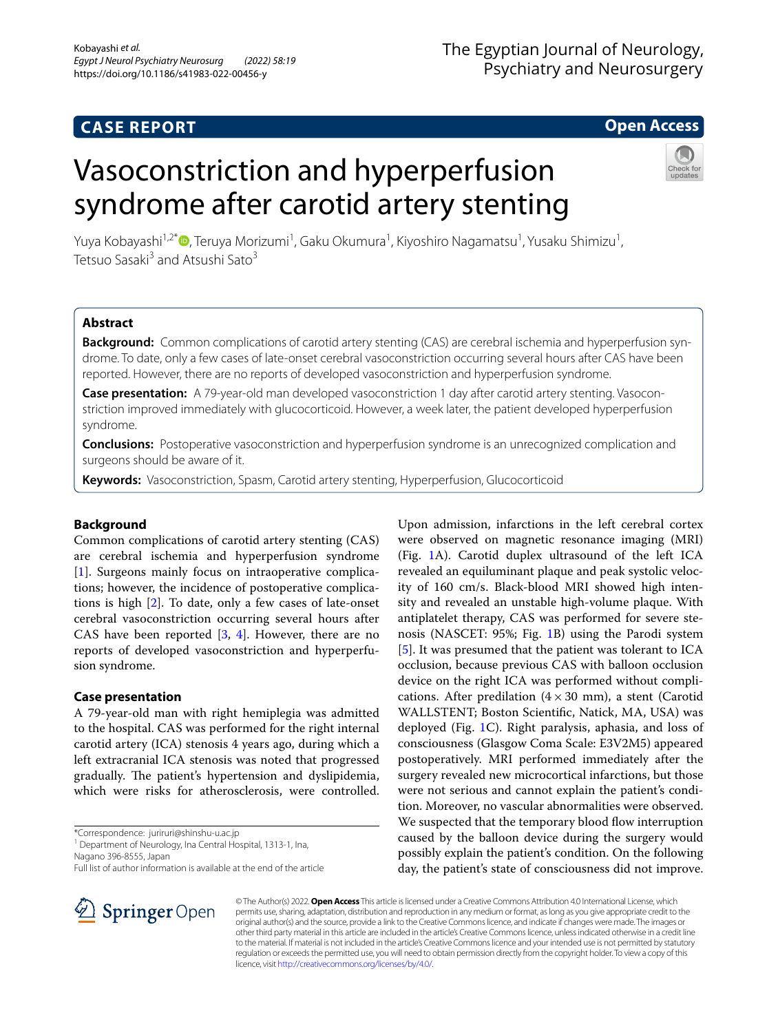# CASE REPORT

**Open Access**

# Vasoconstriction and hyperperfusion syndrome after carotid artery stenting

Yuya Kobayashi[1,2*], Teruya Morizumi[1], Gaku Okumura[1], Kiyoshiro Nagamatsu[1], Yusaku Shimizu[1], Tetsuo Sasaki[3] and Atsushi Sato[3]

## Abstract

**Background:** Common complications of carotid artery stenting (CAS) are cerebral ischemia and hyperperfusion syndrome. To date, only a few cases of late-onset cerebral vasoconstriction occurring several hours after CAS have been reported. However, there are no reports of developed vasoconstriction and hyperperfusion syndrome.

**Case presentation:** A 79-year-old man developed vasoconstriction 1 day after carotid artery stenting. Vasoconstriction improved immediately with glucocorticoid. However, a week later, the patient developed hyperperfusion syndrome.

**Conclusions:** Postoperative vasoconstriction and hyperperfusion syndrome is an unrecognized complication and surgeons should be aware of it.

**Keywords:** Vasoconstriction, Spasm, Carotid artery stenting, Hyperperfusion, Glucocorticoid

## Background

Common complications of carotid artery stenting (CAS) are cerebral ischemia and hyperperfusion syndrome [1]. Surgeons mainly focus on intraoperative complications; however, the incidence of postoperative complications is high [2]. To date, only a few cases of late-onset cerebral vasoconstriction occurring several hours after CAS have been reported [3, 4]. However, there are no reports of developed vasoconstriction and hyperperfusion syndrome.

## Case presentation

A 79-year-old man with right hemiplegia was admitted to the hospital. CAS was performed for the right internal carotid artery (ICA) stenosis 4 years ago, during which a left extracranial ICA stenosis was noted that progressed gradually. The patient's hypertension and dyslipidemia, which were risks for atherosclerosis, were controlled. Upon admission, infarctions in the left cerebral cortex were observed on magnetic resonance imaging (MRI) (Fig. 1A). Carotid duplex ultrasound of the left ICA revealed an equiluminant plaque and peak systolic velocity of 160 cm/s. Black-blood MRI showed high intensity and revealed an unstable high-volume plaque. With antiplatelet therapy, CAS was performed for severe stenosis (NASCET: 95%; Fig. 1B) using the Parodi system [5]. It was presumed that the patient was tolerant to ICA occlusion, because previous CAS with balloon occlusion device on the right ICA was performed without complications. After predilation (4 × 30 mm), a stent (Carotid WALLSTENT; Boston Scientific, Natick, MA, USA) was deployed (Fig. 1C). Right paralysis, aphasia, and loss of consciousness (Glasgow Coma Scale: E3V2M5) appeared postoperatively. MRI performed immediately after the surgery revealed new microcortical infarctions, but those were not serious and cannot explain the patient's condition. Moreover, no vascular abnormalities were observed. We suspected that the temporary blood flow interruption caused by the balloon device during the surgery would possibly explain the patient's condition. On the following day, the patient's state of consciousness did not improve.

*Correspondence: juriruri@shinshu-u.ac.jp
[1] Department of Neurology, Ina Central Hospital, 1313-1, Ina, Nagano 396-8555, Japan
Full list of author information is available at the end of the article

© The Author(s) 2022. **Open Access** This article is licensed under a Creative Commons Attribution 4.0 International License, which permits use, sharing, adaptation, distribution and reproduction in any medium or format, as long as you give appropriate credit to the original author(s) and the source, provide a link to the Creative Commons licence, and indicate if changes were made. The images or other third party material in this article are included in the article's Creative Commons licence, unless indicated otherwise in a credit line to the material. If material is not included in the article's Creative Commons licence and your intended use is not permitted by statutory regulation or exceeds the permitted use, you will need to obtain permission directly from the copyright holder. To view a copy of this licence, visit http://creativecommons.org/licenses/by/4.0/.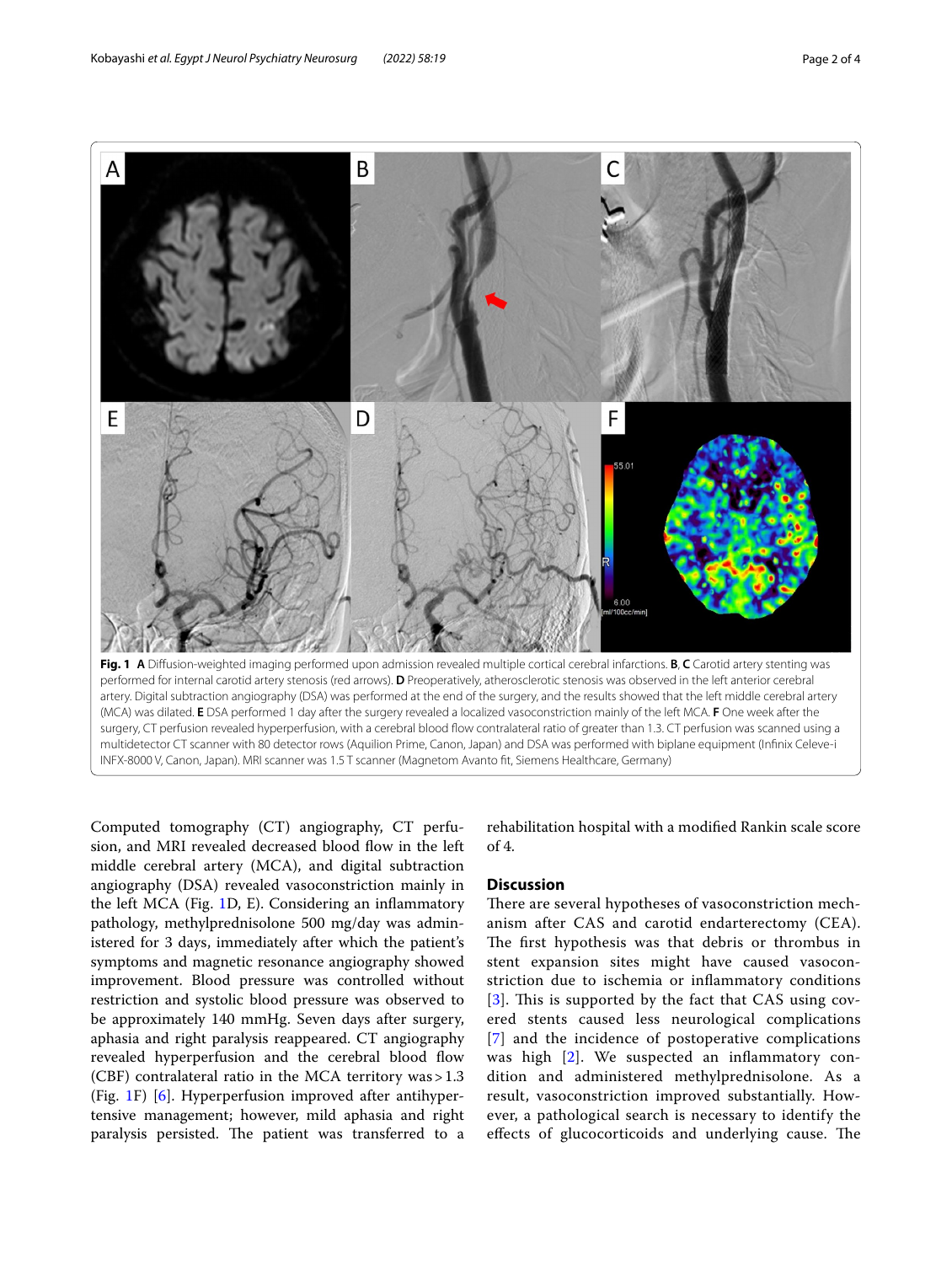**Fig. 1** **A** Diffusion-weighted imaging performed upon admission revealed multiple cortical cerebral infarctions. **B**, **C** Carotid artery stenting was performed for internal carotid artery stenosis (red arrows). **D** Preoperatively, atherosclerotic stenosis was observed in the left anterior cerebral artery. Digital subtraction angiography (DSA) was performed at the end of the surgery, and the results showed that the left middle cerebral artery (MCA) was dilated. **E** DSA performed 1 day after the surgery revealed a localized vasoconstriction mainly of the left MCA. **F** One week after the surgery, CT perfusion revealed hyperperfusion, with a cerebral blood flow contralateral ratio of greater than 1.3. CT perfusion was scanned using a multidetector CT scanner with 80 detector rows (Aquilion Prime, Canon, Japan) and DSA was performed with biplane equipment (Infinix Celeve-i INFX-8000 V, Canon, Japan). MRI scanner was 1.5 T scanner (Magnetom Avanto fit, Siemens Healthcare, Germany)

Computed tomography (CT) angiography, CT perfusion, and MRI revealed decreased blood flow in the left middle cerebral artery (MCA), and digital subtraction angiography (DSA) revealed vasoconstriction mainly in the left MCA (Fig. 1D, E). Considering an inflammatory pathology, methylprednisolone 500 mg/day was administered for 3 days, immediately after which the patient's symptoms and magnetic resonance angiography showed improvement. Blood pressure was controlled without restriction and systolic blood pressure was observed to be approximately 140 mmHg. Seven days after surgery, aphasia and right paralysis reappeared. CT angiography revealed hyperperfusion and the cerebral blood flow (CBF) contralateral ratio in the MCA territory was > 1.3 (Fig. 1F) [6]. Hyperperfusion improved after antihypertensive management; however, mild aphasia and right paralysis persisted. The patient was transferred to a rehabilitation hospital with a modified Rankin scale score of 4.

## Discussion

There are several hypotheses of vasoconstriction mechanism after CAS and carotid endarterectomy (CEA). The first hypothesis was that debris or thrombus in stent expansion sites might have caused vasoconstriction due to ischemia or inflammatory conditions [3]. This is supported by the fact that CAS using covered stents caused less neurological complications [7] and the incidence of postoperative complications was high [2]. We suspected an inflammatory condition and administered methylprednisolone. As a result, vasoconstriction improved substantially. However, a pathological search is necessary to identify the effects of glucocorticoids and underlying cause. The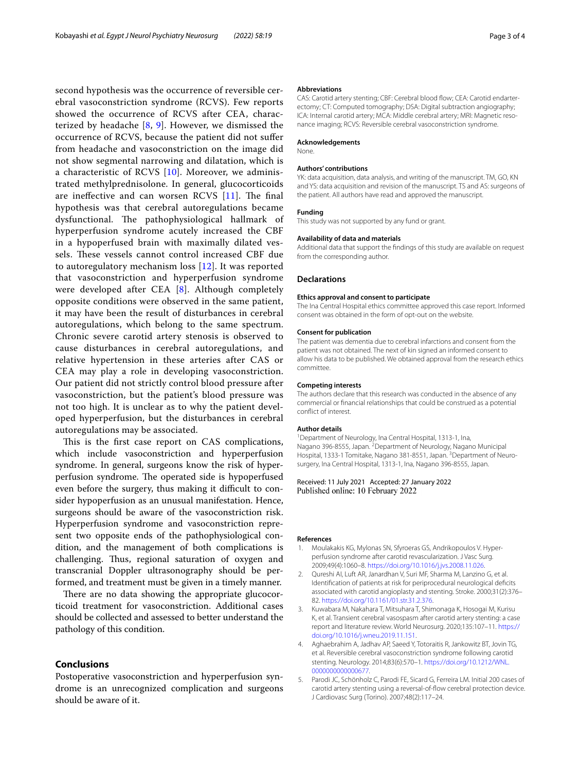second hypothesis was the occurrence of reversible cerebral vasoconstriction syndrome (RCVS). Few reports showed the occurrence of RCVS after CEA, characterized by headache [8, 9]. However, we dismissed the occurrence of RCVS, because the patient did not suffer from headache and vasoconstriction on the image did not show segmental narrowing and dilatation, which is a characteristic of RCVS [10]. Moreover, we administrated methylprednisolone. In general, glucocorticoids are ineffective and can worsen RCVS [11]. The final hypothesis was that cerebral autoregulations became dysfunctional. The pathophysiological hallmark of hyperperfusion syndrome acutely increased the CBF in a hypoperfused brain with maximally dilated vessels. These vessels cannot control increased CBF due to autoregulatory mechanism loss [12]. It was reported that vasoconstriction and hyperperfusion syndrome were developed after CEA [8]. Although completely opposite conditions were observed in the same patient, it may have been the result of disturbances in cerebral autoregulations, which belong to the same spectrum. Chronic severe carotid artery stenosis is observed to cause disturbances in cerebral autoregulations, and relative hypertension in these arteries after CAS or CEA may play a role in developing vasoconstriction. Our patient did not strictly control blood pressure after vasoconstriction, but the patient's blood pressure was not too high. It is unclear as to why the patient developed hyperperfusion, but the disturbances in cerebral autoregulations may be associated.

This is the first case report on CAS complications, which include vasoconstriction and hyperperfusion syndrome. In general, surgeons know the risk of hyperperfusion syndrome. The operated side is hypoperfused even before the surgery, thus making it difficult to consider hypoperfusion as an unusual manifestation. Hence, surgeons should be aware of the vasoconstriction risk. Hyperperfusion syndrome and vasoconstriction represent two opposite ends of the pathophysiological condition, and the management of both complications is challenging. Thus, regional saturation of oxygen and transcranial Doppler ultrasonography should be performed, and treatment must be given in a timely manner.

There are no data showing the appropriate glucocorticoid treatment for vasoconstriction. Additional cases should be collected and assessed to better understand the pathology of this condition.

## Conclusions

Postoperative vasoconstriction and hyperperfusion syndrome is an unrecognized complication and surgeons should be aware of it.

#### Abbreviations

CAS: Carotid artery stenting; CBF: Cerebral blood flow; CEA: Carotid endarterectomy; CT: Computed tomography; DSA: Digital subtraction angiography; ICA: Internal carotid artery; MCA: Middle cerebral artery; MRI: Magnetic resonance imaging; RCVS: Reversible cerebral vasoconstriction syndrome.

#### Acknowledgements

None.

#### Authors' contributions

YK: data acquisition, data analysis, and writing of the manuscript. TM, GO, KN and YS: data acquisition and revision of the manuscript. TS and AS: surgeons of the patient. All authors have read and approved the manuscript.

#### Funding

This study was not supported by any fund or grant.

#### Availability of data and materials

Additional data that support the findings of this study are available on request from the corresponding author.

### Declarations

#### Ethics approval and consent to participate

The Ina Central Hospital ethics committee approved this case report. Informed consent was obtained in the form of opt-out on the website.

#### Consent for publication

The patient was dementia due to cerebral infarctions and consent from the patient was not obtained. The next of kin signed an informed consent to allow his data to be published. We obtained approval from the research ethics committee.

#### Competing interests

The authors declare that this research was conducted in the absence of any commercial or financial relationships that could be construed as a potential conflict of interest.

#### Author details

[1]Department of Neurology, Ina Central Hospital, 1313-1, Ina, Nagano 396-8555, Japan. [2]Department of Neurology, Nagano Municipal Hospital, 1333-1 Tomitake, Nagano 381-8551, Japan. [3]Department of Neurosurgery, Ina Central Hospital, 1313-1, Ina, Nagano 396-8555, Japan.

Received: 11 July 2021 Accepted: 27 January 2022
Published online: 10 February 2022

#### References

1. Moulakakis KG, Mylonas SN, Sfyroeras GS, Andrikopoulos V. Hyperperfusion syndrome after carotid revascularization. J Vasc Surg. 2009;49(4):1060–8. https://doi.org/10.1016/j.jvs.2008.11.026.
2. Qureshi AI, Luft AR, Janardhan V, Suri MF, Sharma M, Lanzino G, et al. Identification of patients at risk for periprocedural neurological deficits associated with carotid angioplasty and stenting. Stroke. 2000;31(2):376–82. https://doi.org/10.1161/01.str.31.2.376.
3. Kuwabara M, Nakahara T, Mitsuhara T, Shimonaga K, Hosogai M, Kurisu K, et al. Transient cerebral vasospasm after carotid artery stenting: a case report and literature review. World Neurosurg. 2020;135:107–11. https://doi.org/10.1016/j.wneu.2019.11.151.
4. Aghaebrahim A, Jadhav AP, Saeed Y, Totoraitis R, Jankowitz BT, Jovin TG, et al. Reversible cerebral vasoconstriction syndrome following carotid stenting. Neurology. 2014;83(6):570–1. https://doi.org/10.1212/WNL.0000000000000677.
5. Parodi JC, Schönholz C, Parodi FE, Sicard G, Ferreira LM. Initial 200 cases of carotid artery stenting using a reversal-of-flow cerebral protection device. J Cardiovasc Surg (Torino). 2007;48(2):117–24.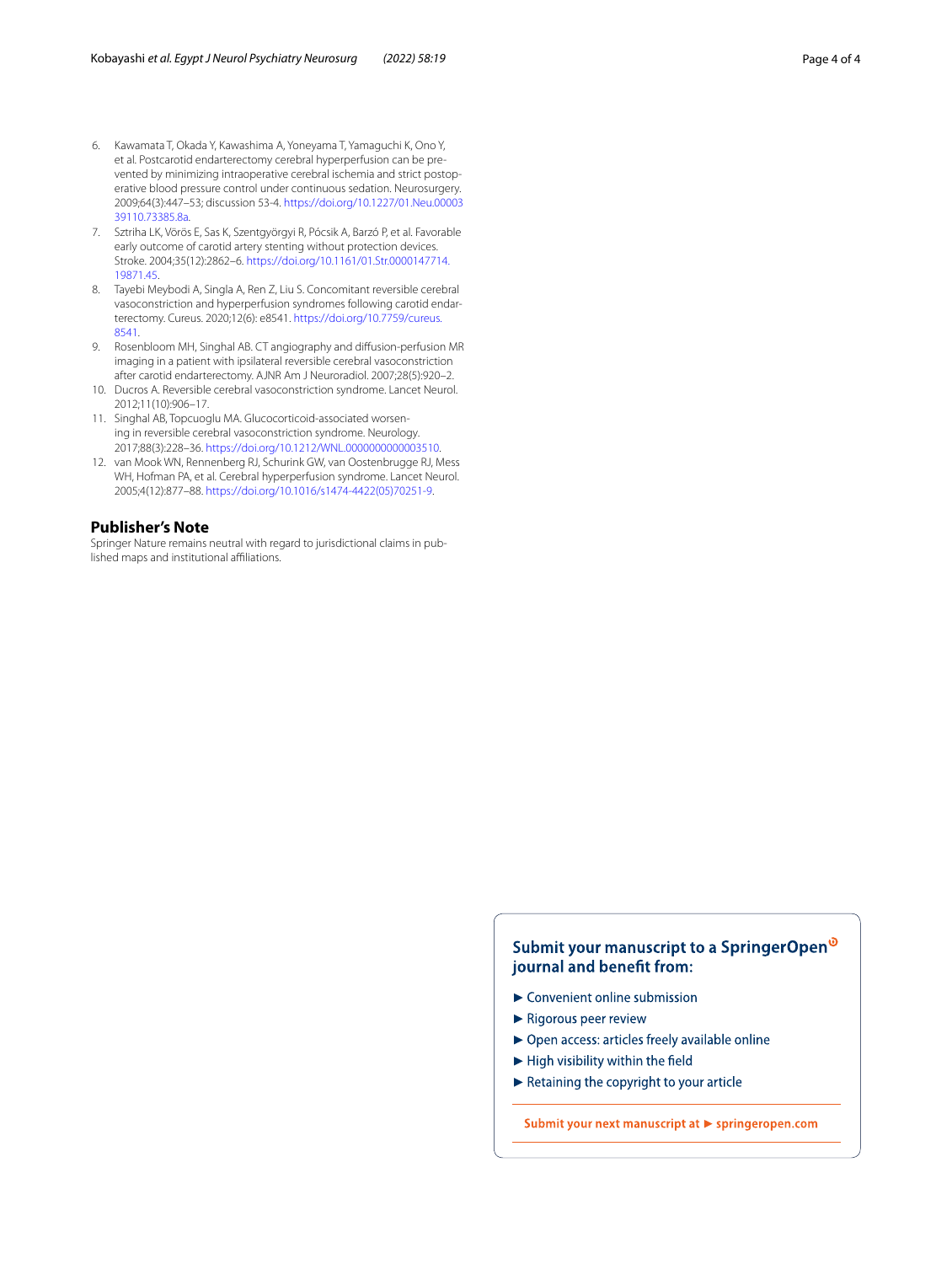6. Kawamata T, Okada Y, Kawashima A, Yoneyama T, Yamaguchi K, Ono Y, et al. Postcarotid endarterectomy cerebral hyperperfusion can be prevented by minimizing intraoperative cerebral ischemia and strict postoperative blood pressure control under continuous sedation. Neurosurgery. 2009;64(3):447–53; discussion 53-4. https://doi.org/10.1227/01.Neu.0000339110.73385.8a.
7. Sztriha LK, Vörös E, Sas K, Szentgyörgyi R, Pócsik A, Barzó P, et al. Favorable early outcome of carotid artery stenting without protection devices. Stroke. 2004;35(12):2862–6. https://doi.org/10.1161/01.Str.0000147714.19871.45.
8. Tayebi Meybodi A, Singla A, Ren Z, Liu S. Concomitant reversible cerebral vasoconstriction and hyperperfusion syndromes following carotid endarterectomy. Cureus. 2020;12(6): e8541. https://doi.org/10.7759/cureus.8541.
9. Rosenbloom MH, Singhal AB. CT angiography and diffusion-perfusion MR imaging in a patient with ipsilateral reversible cerebral vasoconstriction after carotid endarterectomy. AJNR Am J Neuroradiol. 2007;28(5):920–2.
10. Ducros A. Reversible cerebral vasoconstriction syndrome. Lancet Neurol. 2012;11(10):906–17.
11. Singhal AB, Topcuoglu MA. Glucocorticoid-associated worsening in reversible cerebral vasoconstriction syndrome. Neurology. 2017;88(3):228–36. https://doi.org/10.1212/WNL.0000000000003510.
12. van Mook WN, Rennenberg RJ, Schurink GW, van Oostenbrugge RJ, Mess WH, Hofman PA, et al. Cerebral hyperperfusion syndrome. Lancet Neurol. 2005;4(12):877–88. https://doi.org/10.1016/s1474-4422(05)70251-9.

## Publisher's Note

Springer Nature remains neutral with regard to jurisdictional claims in published maps and institutional affiliations.

**Submit your manuscript to a SpringerOpen journal and benefit from:**

- ► Convenient online submission
- ► Rigorous peer review
- ► Open access: articles freely available online
- ► High visibility within the field
- ► Retaining the copyright to your article

**Submit your next manuscript at ► springeropen.com**